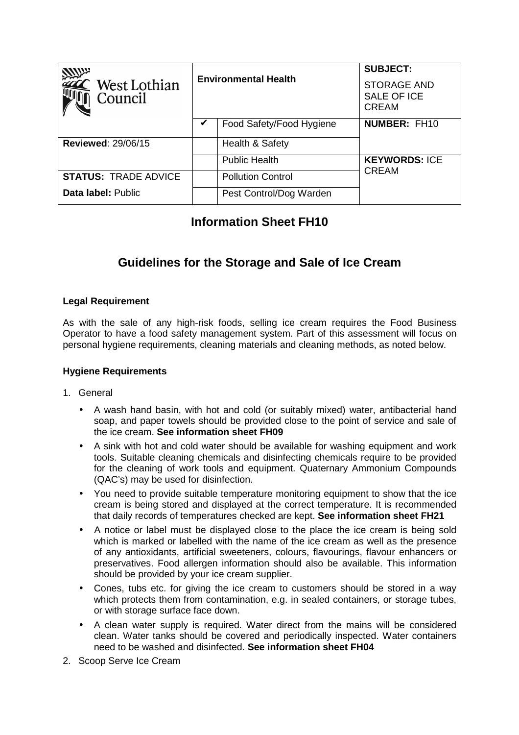| West Lothian Council | Environmental Health | | SUBJECT: STORAGE AND SALE OF ICE CREAM |
|---|---|---|---|
| | ✔ | Food Safety/Food Hygiene | **NUMBER:** FH10 |
| **Reviewed**: 29/06/15 | | Health & Safety | |
| | | Public Health | **KEYWORDS:** ICE CREAM |
| **STATUS:** TRADE ADVICE | | Pollution Control | |
| **Data label:** Public | | Pest Control/Dog Warden | |

# Information Sheet FH10

## Guidelines for the Storage and Sale of Ice Cream

### Legal Requirement

As with the sale of any high-risk foods, selling ice cream requires the Food Business Operator to have a food safety management system. Part of this assessment will focus on personal hygiene requirements, cleaning materials and cleaning methods, as noted below.

### Hygiene Requirements

1. General
   - A wash hand basin, with hot and cold (or suitably mixed) water, antibacterial hand soap, and paper towels should be provided close to the point of service and sale of the ice cream. **See information sheet FH09**
   - A sink with hot and cold water should be available for washing equipment and work tools. Suitable cleaning chemicals and disinfecting chemicals require to be provided for the cleaning of work tools and equipment. Quaternary Ammonium Compounds (QAC's) may be used for disinfection.
   - You need to provide suitable temperature monitoring equipment to show that the ice cream is being stored and displayed at the correct temperature. It is recommended that daily records of temperatures checked are kept. **See information sheet FH21**
   - A notice or label must be displayed close to the place the ice cream is being sold which is marked or labelled with the name of the ice cream as well as the presence of any antioxidants, artificial sweeteners, colours, flavourings, flavour enhancers or preservatives. Food allergen information should also be available. This information should be provided by your ice cream supplier.
   - Cones, tubs etc. for giving the ice cream to customers should be stored in a way which protects them from contamination, e.g. in sealed containers, or storage tubes, or with storage surface face down.
   - A clean water supply is required. Water direct from the mains will be considered clean. Water tanks should be covered and periodically inspected. Water containers need to be washed and disinfected. **See information sheet FH04**
2. Scoop Serve Ice Cream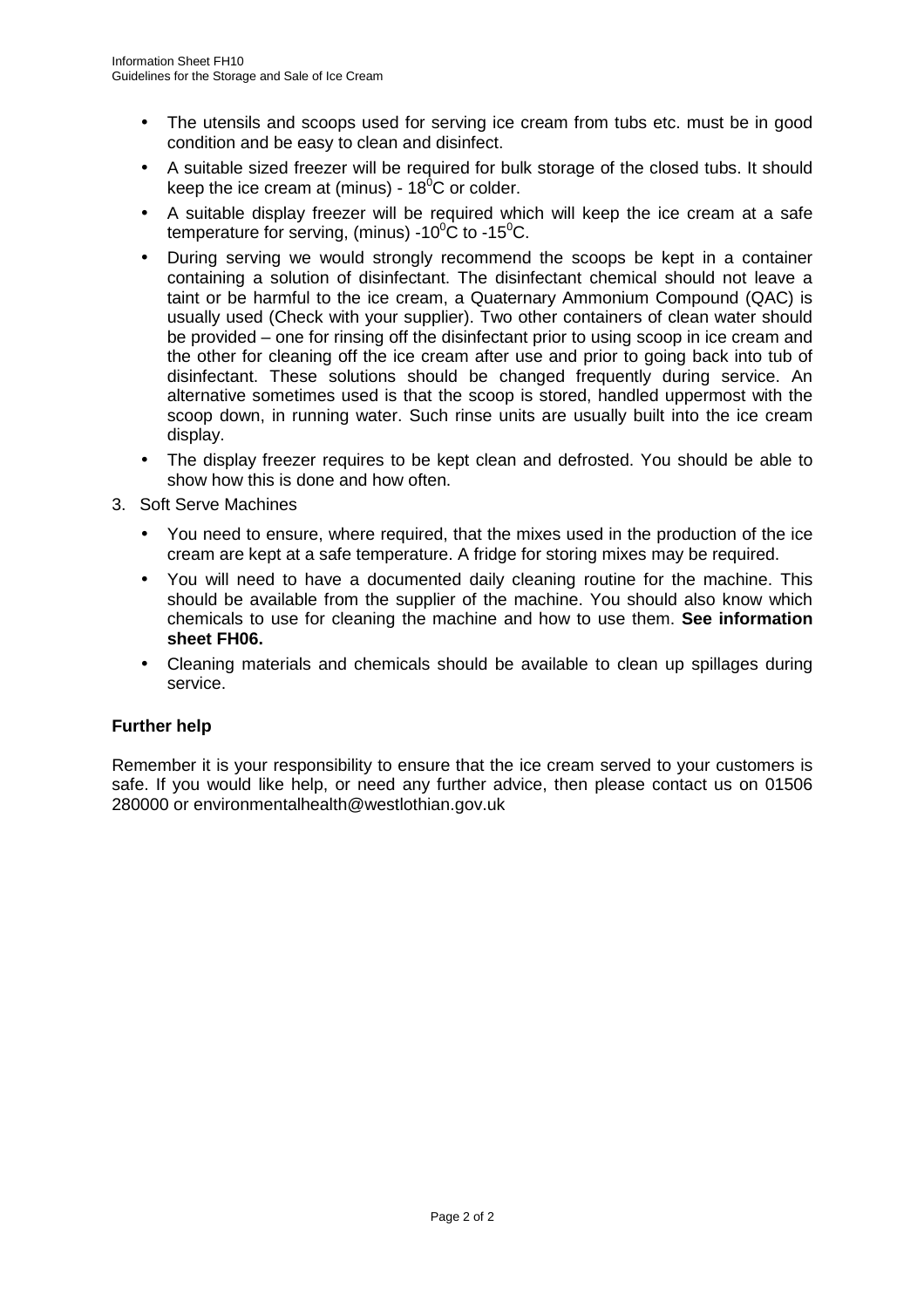- The utensils and scoops used for serving ice cream from tubs etc. must be in good condition and be easy to clean and disinfect.
- A suitable sized freezer will be required for bulk storage of the closed tubs. It should keep the ice cream at (minus) - $18^0$C or colder.
- A suitable display freezer will be required which will keep the ice cream at a safe temperature for serving, (minus) -$10^0$C to -$15^0$C.
- During serving we would strongly recommend the scoops be kept in a container containing a solution of disinfectant. The disinfectant chemical should not leave a taint or be harmful to the ice cream, a Quaternary Ammonium Compound (QAC) is usually used (Check with your supplier). Two other containers of clean water should be provided – one for rinsing off the disinfectant prior to using scoop in ice cream and the other for cleaning off the ice cream after use and prior to going back into tub of disinfectant. These solutions should be changed frequently during service. An alternative sometimes used is that the scoop is stored, handled uppermost with the scoop down, in running water. Such rinse units are usually built into the ice cream display.
- The display freezer requires to be kept clean and defrosted. You should be able to show how this is done and how often.

3. Soft Serve Machines

- You need to ensure, where required, that the mixes used in the production of the ice cream are kept at a safe temperature. A fridge for storing mixes may be required.
- You will need to have a documented daily cleaning routine for the machine. This should be available from the supplier of the machine. You should also know which chemicals to use for cleaning the machine and how to use them. **See information sheet FH06.**
- Cleaning materials and chemicals should be available to clean up spillages during service.

## Further help

Remember it is your responsibility to ensure that the ice cream served to your customers is safe. If you would like help, or need any further advice, then please contact us on 01506 280000 or environmentalhealth@westlothian.gov.uk